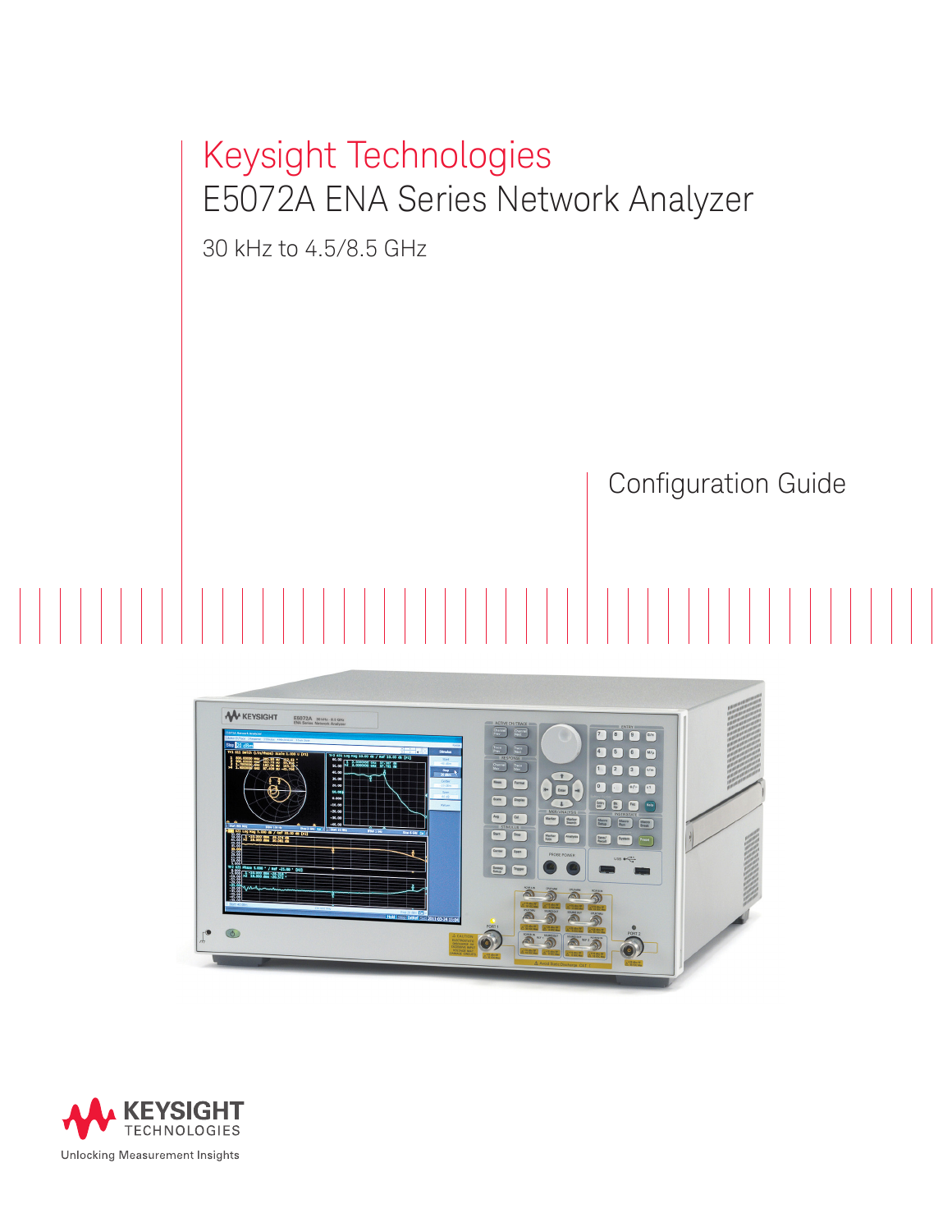# Keysight Technologies
# E5072A ENA Series Network Analyzer

30 kHz to 4.5/8.5 GHz

Configuration Guide

KEYSIGHT TECHNOLOGIES

Unlocking Measurement Insights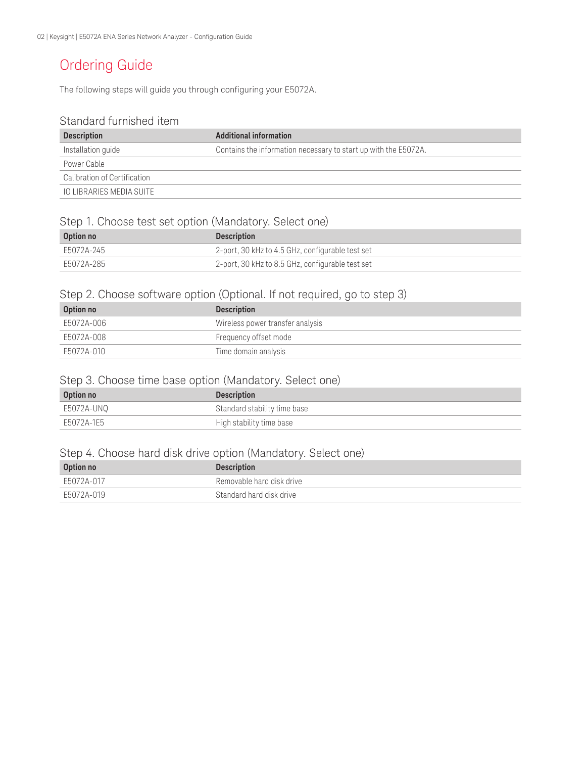# Ordering Guide

The following steps will guide you through configuring your E5072A.

## Standard furnished item

| Description | Additional information |
| --- | --- |
| Installation guide | Contains the information necessary to start up with the E5072A. |
| Power Cable | |
| Calibration of Certification | |
| IO LIBRARIES MEDIA SUITE | |

## Step 1. Choose test set option (Mandatory. Select one)

| Option no | Description |
| --- | --- |
| E5072A-245 | 2-port, 30 kHz to 4.5 GHz, configurable test set |
| E5072A-285 | 2-port, 30 kHz to 8.5 GHz, configurable test set |

## Step 2. Choose software option (Optional. If not required, go to step 3)

| Option no | Description |
| --- | --- |
| E5072A-006 | Wireless power transfer analysis |
| E5072A-008 | Frequency offset mode |
| E5072A-010 | Time domain analysis |

## Step 3. Choose time base option (Mandatory. Select one)

| Option no | Description |
| --- | --- |
| E5072A-UNQ | Standard stability time base |
| E5072A-1E5 | High stability time base |

## Step 4. Choose hard disk drive option (Mandatory. Select one)

| Option no | Description |
| --- | --- |
| E5072A-017 | Removable hard disk drive |
| E5072A-019 | Standard hard disk drive |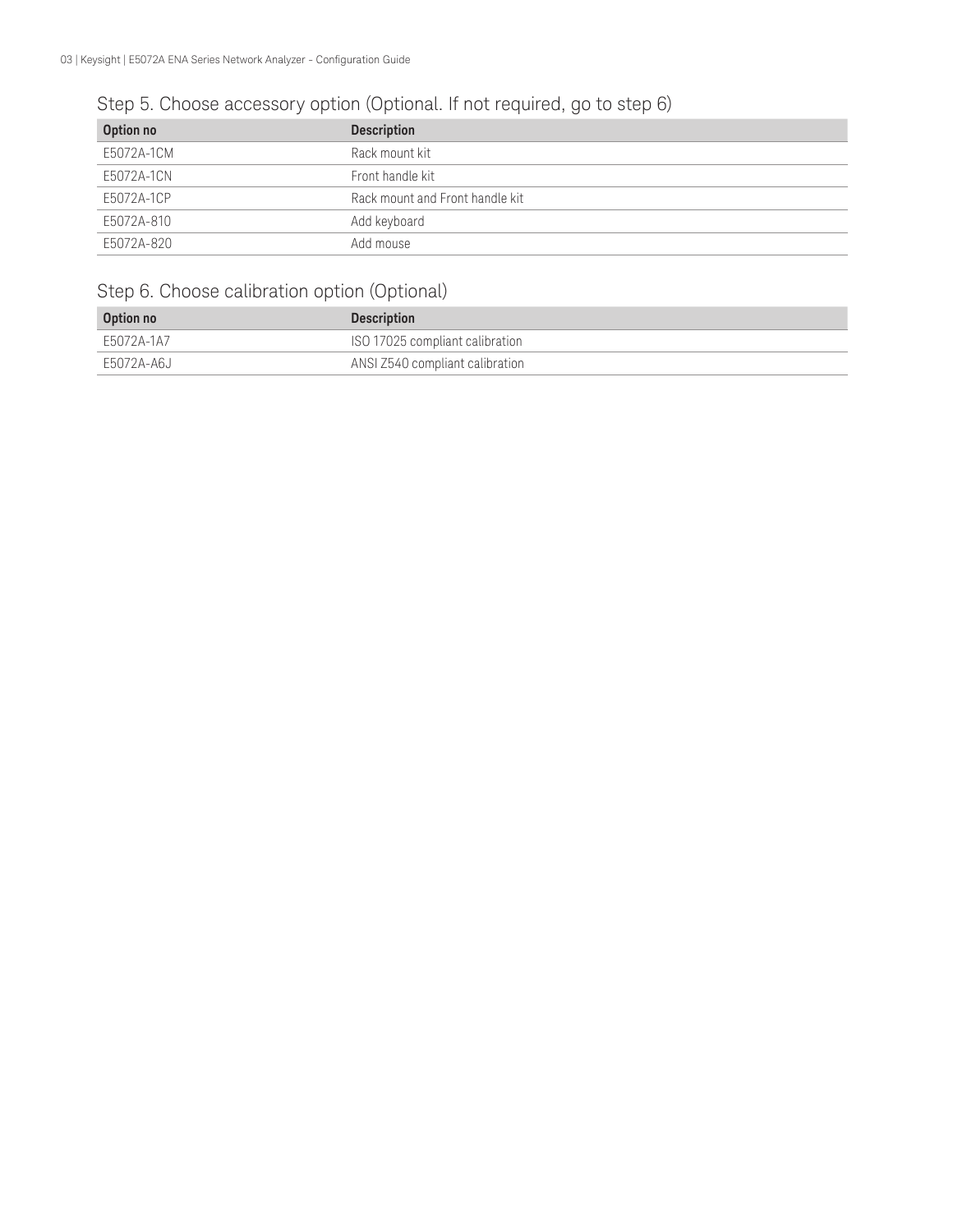## Step 5. Choose accessory option (Optional. If not required, go to step 6)

| Option no | Description |
| --- | --- |
| E5072A-1CM | Rack mount kit |
| E5072A-1CN | Front handle kit |
| E5072A-1CP | Rack mount and Front handle kit |
| E5072A-810 | Add keyboard |
| E5072A-820 | Add mouse |

## Step 6. Choose calibration option (Optional)

| Option no | Description |
| --- | --- |
| E5072A-1A7 | ISO 17025 compliant calibration |
| E5072A-A6J | ANSI Z540 compliant calibration |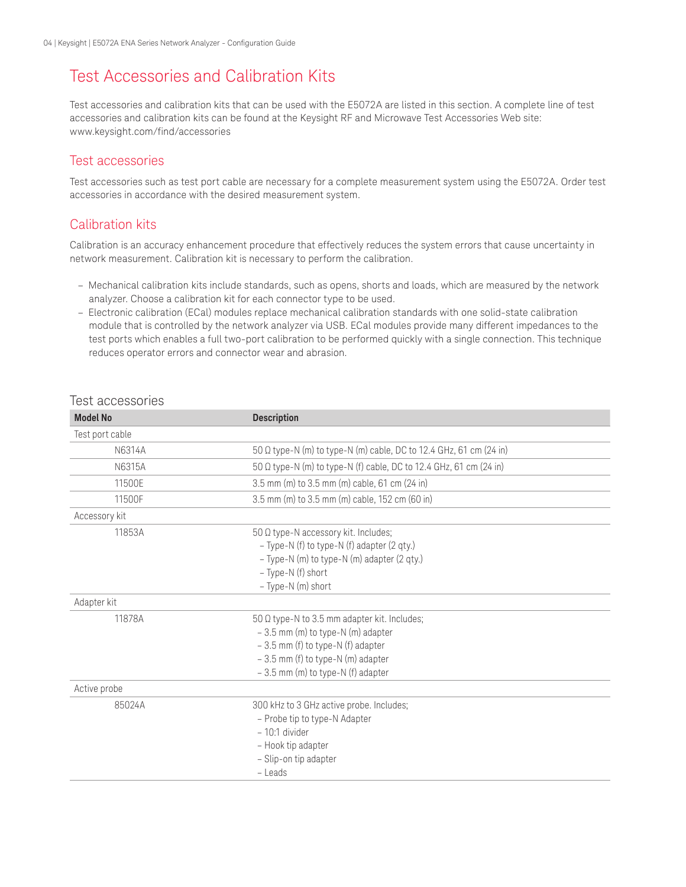# Test Accessories and Calibration Kits

Test accessories and calibration kits that can be used with the E5072A are listed in this section. A complete line of test accessories and calibration kits can be found at the Keysight RF and Microwave Test Accessories Web site: www.keysight.com/find/accessories

## Test accessories

Test accessories such as test port cable are necessary for a complete measurement system using the E5072A. Order test accessories in accordance with the desired measurement system.

## Calibration kits

Calibration is an accuracy enhancement procedure that effectively reduces the system errors that cause uncertainty in network measurement. Calibration kit is necessary to perform the calibration.

- Mechanical calibration kits include standards, such as opens, shorts and loads, which are measured by the network analyzer. Choose a calibration kit for each connector type to be used.
- Electronic calibration (ECal) modules replace mechanical calibration standards with one solid-state calibration module that is controlled by the network analyzer via USB. ECal modules provide many different impedances to the test ports which enables a full two-port calibration to be performed quickly with a single connection. This technique reduces operator errors and connector wear and abrasion.

### Test accessories

| Model No | Description |
|---|---|
| Test port cable | |
| N6314A | 50 Ω type-N (m) to type-N (m) cable, DC to 12.4 GHz, 61 cm (24 in) |
| N6315A | 50 Ω type-N (m) to type-N (f) cable, DC to 12.4 GHz, 61 cm (24 in) |
| 11500E | 3.5 mm (m) to 3.5 mm (m) cable, 61 cm (24 in) |
| 11500F | 3.5 mm (m) to 3.5 mm (m) cable, 152 cm (60 in) |
| Accessory kit | |
| 11853A | 50 Ω type-N accessory kit. Includes;<br>– Type-N (f) to type-N (f) adapter (2 qty.)<br>– Type-N (m) to type-N (m) adapter (2 qty.)<br>– Type-N (f) short<br>– Type-N (m) short |
| Adapter kit | |
| 11878A | 50 Ω type-N to 3.5 mm adapter kit. Includes;<br>– 3.5 mm (m) to type-N (m) adapter<br>– 3.5 mm (f) to type-N (f) adapter<br>– 3.5 mm (f) to type-N (m) adapter<br>– 3.5 mm (m) to type-N (f) adapter |
| Active probe | |
| 85024A | 300 kHz to 3 GHz active probe. Includes;<br>– Probe tip to type-N Adapter<br>– 10:1 divider<br>– Hook tip adapter<br>– Slip-on tip adapter<br>– Leads |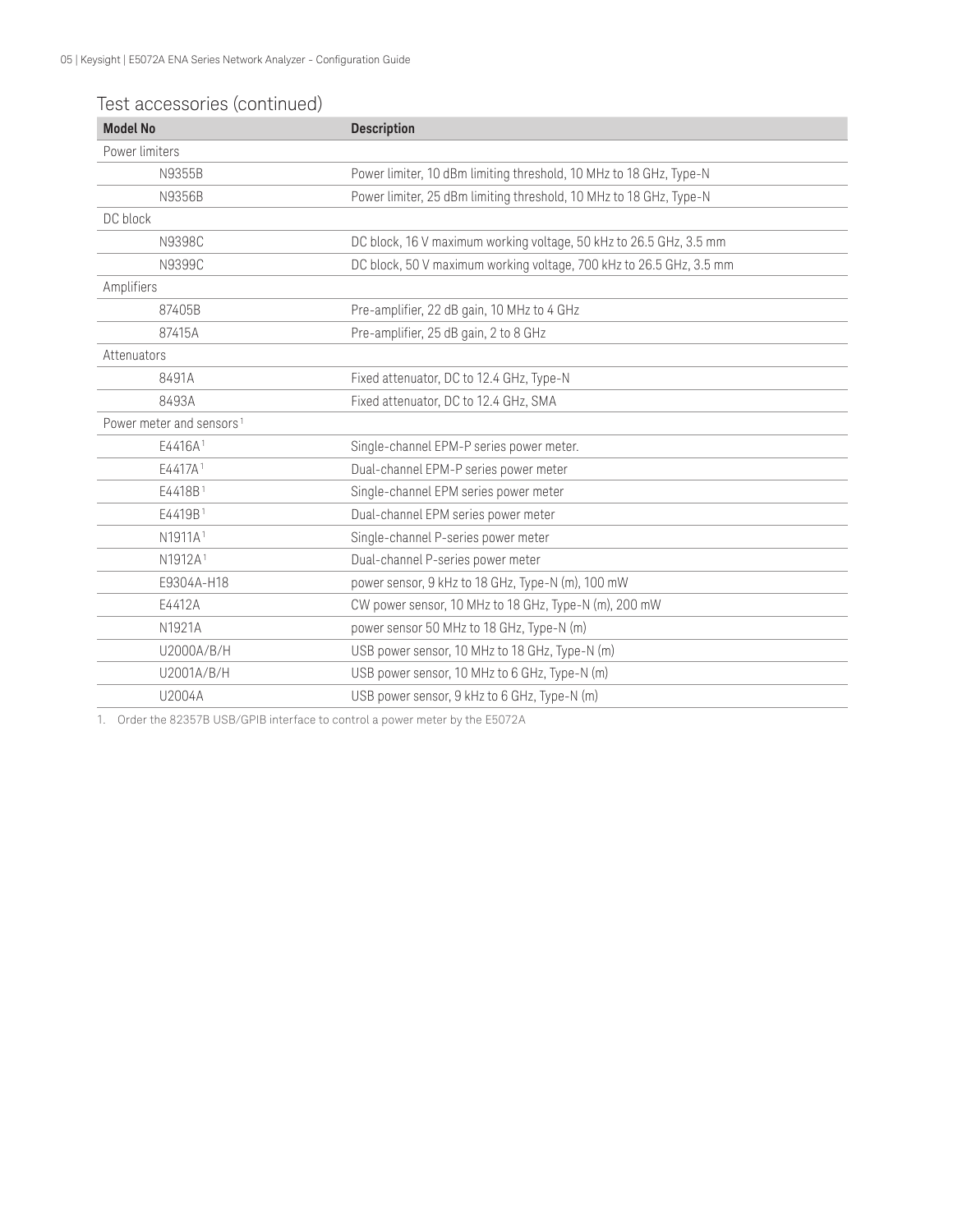## Test accessories (continued)

| Model No | Description |
| --- | --- |
| Power limiters | |
| N9355B | Power limiter, 10 dBm limiting threshold, 10 MHz to 18 GHz, Type-N |
| N9356B | Power limiter, 25 dBm limiting threshold, 10 MHz to 18 GHz, Type-N |
| DC block | |
| N9398C | DC block, 16 V maximum working voltage, 50 kHz to 26.5 GHz, 3.5 mm |
| N9399C | DC block, 50 V maximum working voltage, 700 kHz to 26.5 GHz, 3.5 mm |
| Amplifiers | |
| 87405B | Pre-amplifier, 22 dB gain, 10 MHz to 4 GHz |
| 87415A | Pre-amplifier, 25 dB gain, 2 to 8 GHz |
| Attenuators | |
| 8491A | Fixed attenuator, DC to 12.4 GHz, Type-N |
| 8493A | Fixed attenuator, DC to 12.4 GHz, SMA |
| Power meter and sensors [1] | |
| E4416A [1] | Single-channel EPM-P series power meter. |
| E4417A [1] | Dual-channel EPM-P series power meter |
| E4418B [1] | Single-channel EPM series power meter |
| E4419B [1] | Dual-channel EPM series power meter |
| N1911A [1] | Single-channel P-series power meter |
| N1912A [1] | Dual-channel P-series power meter |
| E9304A-H18 | power sensor, 9 kHz to 18 GHz, Type-N (m), 100 mW |
| E4412A | CW power sensor, 10 MHz to 18 GHz, Type-N (m), 200 mW |
| N1921A | power sensor 50 MHz to 18 GHz, Type-N (m) |
| U2000A/B/H | USB power sensor, 10 MHz to 18 GHz, Type-N (m) |
| U2001A/B/H | USB power sensor, 10 MHz to 6 GHz, Type-N (m) |
| U2004A | USB power sensor, 9 kHz to 6 GHz, Type-N (m) |

1. Order the 82357B USB/GPIB interface to control a power meter by the E5072A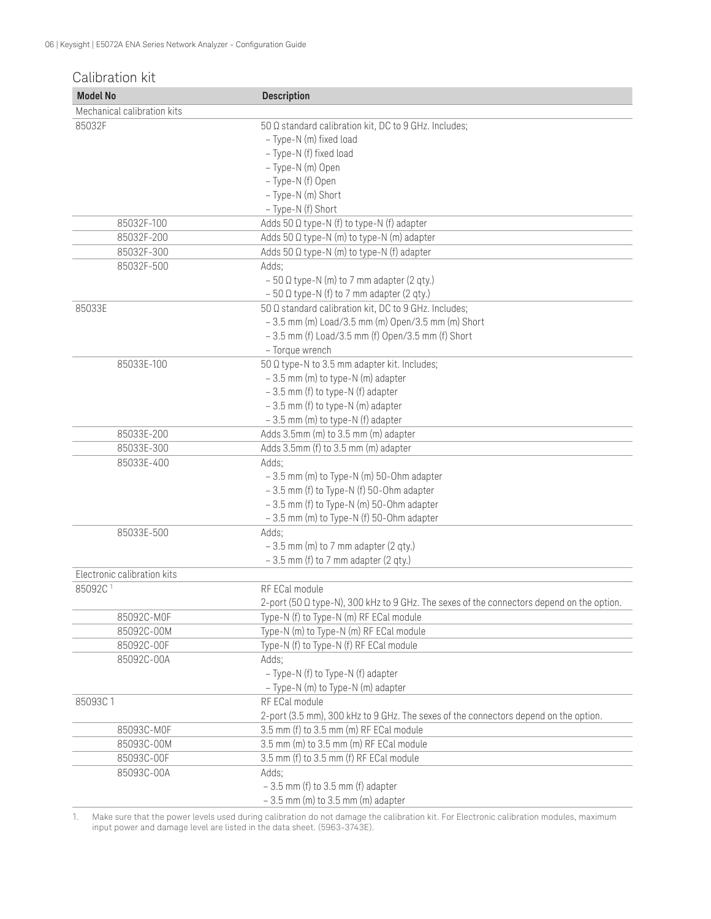## Calibration kit

| Model No | Description |
| --- | --- |
| Mechanical calibration kits | |
| 85032F | 50 Ω standard calibration kit, DC to 9 GHz. Includes;<br>– Type-N (m) fixed load<br>– Type-N (f) fixed load<br>– Type-N (m) Open<br>– Type-N (f) Open<br>– Type-N (m) Short<br>– Type-N (f) Short |
| 85032F-100 | Adds 50 Ω type-N (f) to type-N (f) adapter |
| 85032F-200 | Adds 50 Ω type-N (m) to type-N (m) adapter |
| 85032F-300 | Adds 50 Ω type-N (m) to type-N (f) adapter |
| 85032F-500 | Adds;<br>– 50 Ω type-N (m) to 7 mm adapter (2 qty.)<br>– 50 Ω type-N (f) to 7 mm adapter (2 qty.) |
| 85033E | 50 Ω standard calibration kit, DC to 9 GHz. Includes;<br>– 3.5 mm (m) Load/3.5 mm (m) Open/3.5 mm (m) Short<br>– 3.5 mm (f) Load/3.5 mm (f) Open/3.5 mm (f) Short<br>– Torque wrench |
| 85033E-100 | 50 Ω type-N to 3.5 mm adapter kit. Includes;<br>– 3.5 mm (m) to type-N (m) adapter<br>– 3.5 mm (f) to type-N (f) adapter<br>– 3.5 mm (f) to type-N (m) adapter<br>– 3.5 mm (m) to type-N (f) adapter |
| 85033E-200 | Adds 3.5mm (m) to 3.5 mm (m) adapter |
| 85033E-300 | Adds 3.5mm (f) to 3.5 mm (m) adapter |
| 85033E-400 | Adds;<br>– 3.5 mm (m) to Type-N (m) 50-Ohm adapter<br>– 3.5 mm (f) to Type-N (f) 50-Ohm adapter<br>– 3.5 mm (f) to Type-N (m) 50-Ohm adapter<br>– 3.5 mm (m) to Type-N (f) 50-Ohm adapter |
| 85033E-500 | Adds;<br>– 3.5 mm (m) to 7 mm adapter (2 qty.)<br>– 3.5 mm (f) to 7 mm adapter (2 qty.) |
| Electronic calibration kits | |
| 85092C [1] | RF ECal module<br>2-port (50 Ω type-N), 300 kHz to 9 GHz. The sexes of the connectors depend on the option. |
| 85092C-M0F | Type-N (f) to Type-N (m) RF ECal module |
| 85092C-00M | Type-N (m) to Type-N (m) RF ECal module |
| 85092C-00F | Type-N (f) to Type-N (f) RF ECal module |
| 85092C-00A | Adds;<br>– Type-N (f) to Type-N (f) adapter<br>– Type-N (m) to Type-N (m) adapter |
| 85093C 1 | RF ECal module<br>2-port (3.5 mm), 300 kHz to 9 GHz. The sexes of the connectors depend on the option. |
| 85093C-M0F | 3.5 mm (f) to 3.5 mm (m) RF ECal module |
| 85093C-00M | 3.5 mm (m) to 3.5 mm (m) RF ECal module |
| 85093C-00F | 3.5 mm (f) to 3.5 mm (f) RF ECal module |
| 85093C-00A | Adds;<br>– 3.5 mm (f) to 3.5 mm (f) adapter<br>– 3.5 mm (m) to 3.5 mm (m) adapter |

1. Make sure that the power levels used during calibration do not damage the calibration kit. For Electronic calibration modules, maximum input power and damage level are listed in the data sheet. (5963-3743E).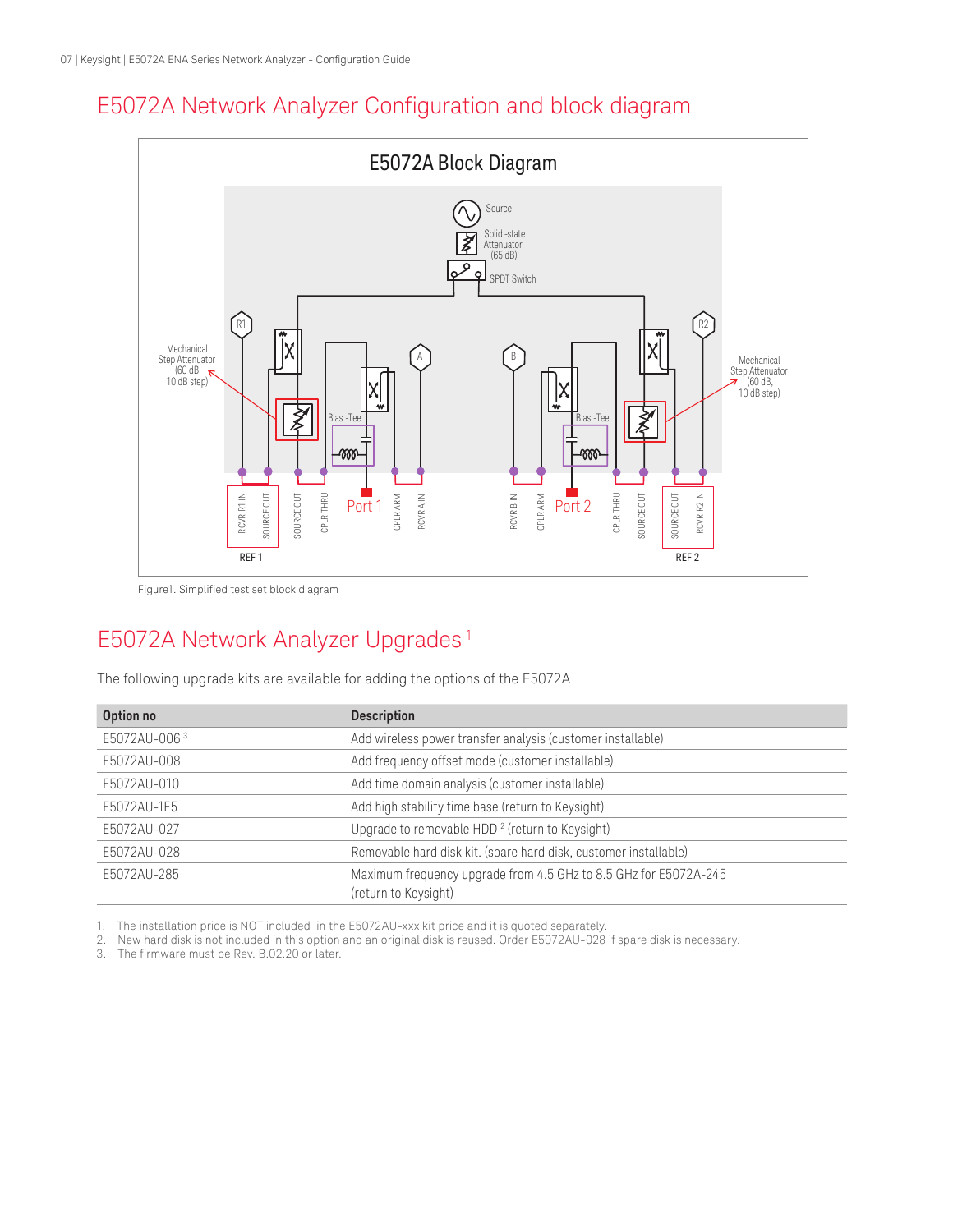# E5072A Network Analyzer Configuration and block diagram

E5072A Block Diagram

Source

Solid-state Attenuator (65 dB)

SPDT Switch

Mechanical Step Attenuator (60 dB, 10 dB step)

Bias-Tee

R1 R2 A B

RCVR R1 IN, SOURCE OUT, SOURCE OUT, CPLR THRU, Port 1, CPLR ARM, RCVR A IN, RCVR B IN, CPLR ARM, Port 2, CPLR THRU, SOURCE OUT, SOURCE OUT, RCVR R2 IN

REF 1 REF 2

Figure1. Simplified test set block diagram

# E5072A Network Analyzer Upgrades [1]

The following upgrade kits are available for adding the options of the E5072A

| Option no | Description |
|---|---|
| E5072AU-006 [3] | Add wireless power transfer analysis (customer installable) |
| E5072AU-008 | Add frequency offset mode (customer installable) |
| E5072AU-010 | Add time domain analysis (customer installable) |
| E5072AU-1E5 | Add high stability time base (return to Keysight) |
| E5072AU-027 | Upgrade to removable HDD [2] (return to Keysight) |
| E5072AU-028 | Removable hard disk kit. (spare hard disk, customer installable) |
| E5072AU-285 | Maximum frequency upgrade from 4.5 GHz to 8.5 GHz for E5072A-245 (return to Keysight) |

1. The installation price is NOT included in the E5072AU-xxx kit price and it is quoted separately.
2. New hard disk is not included in this option and an original disk is reused. Order E5072AU-028 if spare disk is necessary.
3. The firmware must be Rev. B.02.20 or later.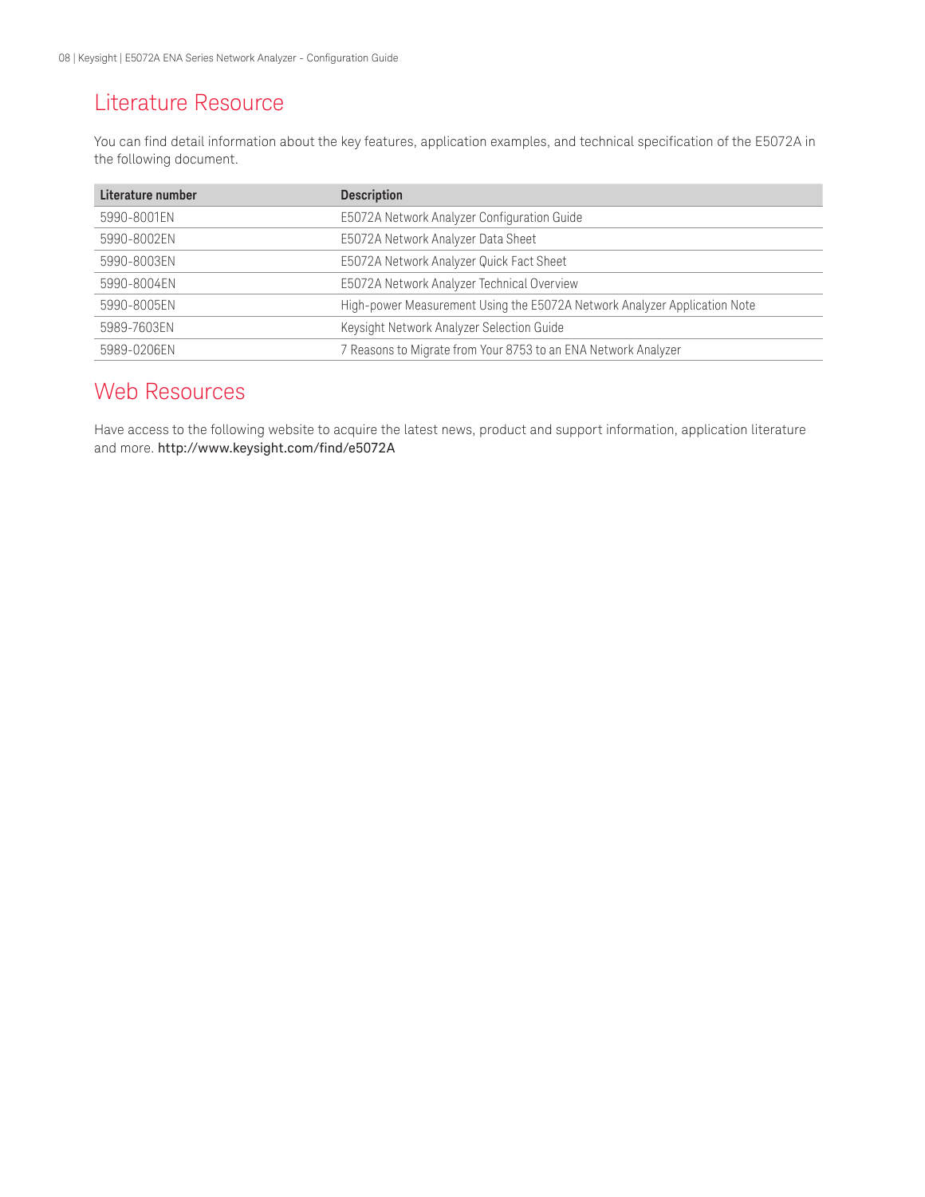# Literature Resource

You can find detail information about the key features, application examples, and technical specification of the E5072A in the following document.

| Literature number | Description |
| --- | --- |
| 5990-8001EN | E5072A Network Analyzer Configuration Guide |
| 5990-8002EN | E5072A Network Analyzer Data Sheet |
| 5990-8003EN | E5072A Network Analyzer Quick Fact Sheet |
| 5990-8004EN | E5072A Network Analyzer Technical Overview |
| 5990-8005EN | High-power Measurement Using the E5072A Network Analyzer Application Note |
| 5989-7603EN | Keysight Network Analyzer Selection Guide |
| 5989-0206EN | 7 Reasons to Migrate from Your 8753 to an ENA Network Analyzer |

# Web Resources

Have access to the following website to acquire the latest news, product and support information, application literature and more. http://www.keysight.com/find/e5072A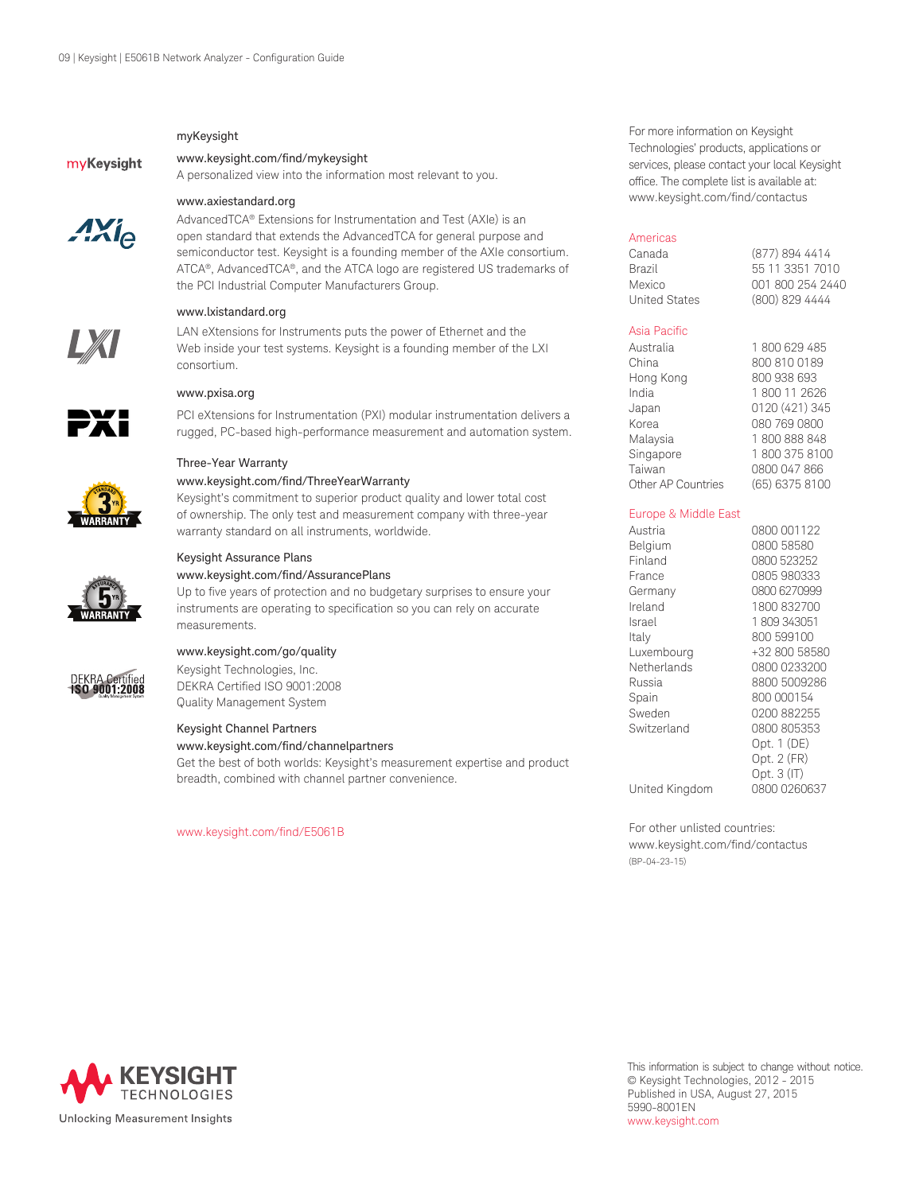myKeysight

www.keysight.com/find/mykeysight
A personalized view into the information most relevant to you.

www.axiestandard.org
AdvancedTCA® Extensions for Instrumentation and Test (AXIe) is an open standard that extends the AdvancedTCA for general purpose and semiconductor test. Keysight is a founding member of the AXIe consortium. ATCA®, AdvancedTCA®, and the ATCA logo are registered US trademarks of the PCI Industrial Computer Manufacturers Group.

www.lxistandard.org
LAN eXtensions for Instruments puts the power of Ethernet and the Web inside your test systems. Keysight is a founding member of the LXI consortium.

www.pxisa.org
PCI eXtensions for Instrumentation (PXI) modular instrumentation delivers a rugged, PC-based high-performance measurement and automation system.

Three-Year Warranty
www.keysight.com/find/ThreeYearWarranty
Keysight's commitment to superior product quality and lower total cost of ownership. The only test and measurement company with three-year warranty standard on all instruments, worldwide.

Keysight Assurance Plans
www.keysight.com/find/AssurancePlans
Up to five years of protection and no budgetary surprises to ensure your instruments are operating to specification so you can rely on accurate measurements.

www.keysight.com/go/quality
Keysight Technologies, Inc.
DEKRA Certified ISO 9001:2008
Quality Management System

Keysight Channel Partners
www.keysight.com/find/channelpartners
Get the best of both worlds: Keysight's measurement expertise and product breadth, combined with channel partner convenience.

www.keysight.com/find/E5061B

For more information on Keysight Technologies' products, applications or services, please contact your local Keysight office. The complete list is available at: www.keysight.com/find/contactus

**Americas**

| | |
|---|---|
| Canada | (877) 894 4414 |
| Brazil | 55 11 3351 7010 |
| Mexico | 001 800 254 2440 |
| United States | (800) 829 4444 |

**Asia Pacific**

| | |
|---|---|
| Australia | 1 800 629 485 |
| China | 800 810 0189 |
| Hong Kong | 800 938 693 |
| India | 1 800 11 2626 |
| Japan | 0120 (421) 345 |
| Korea | 080 769 0800 |
| Malaysia | 1 800 888 848 |
| Singapore | 1 800 375 8100 |
| Taiwan | 0800 047 866 |
| Other AP Countries | (65) 6375 8100 |

**Europe & Middle East**

| | |
|---|---|
| Austria | 0800 001122 |
| Belgium | 0800 58580 |
| Finland | 0800 523252 |
| France | 0805 980333 |
| Germany | 0800 6270999 |
| Ireland | 1800 832700 |
| Israel | 1 809 343051 |
| Italy | 800 599100 |
| Luxembourg | +32 800 58580 |
| Netherlands | 0800 0233200 |
| Russia | 8800 5009286 |
| Spain | 800 000154 |
| Sweden | 0200 882255 |
| Switzerland | 0800 805353 |
| | Opt. 1 (DE) |
| | Opt. 2 (FR) |
| | Opt. 3 (IT) |
| United Kingdom | 0800 0260637 |

For other unlisted countries:
www.keysight.com/find/contactus
(BP-04-23-15)

KEYSIGHT TECHNOLOGIES
Unlocking Measurement Insights

This information is subject to change without notice.
© Keysight Technologies, 2012 - 2015
Published in USA, August 27, 2015
5990-8001EN
www.keysight.com